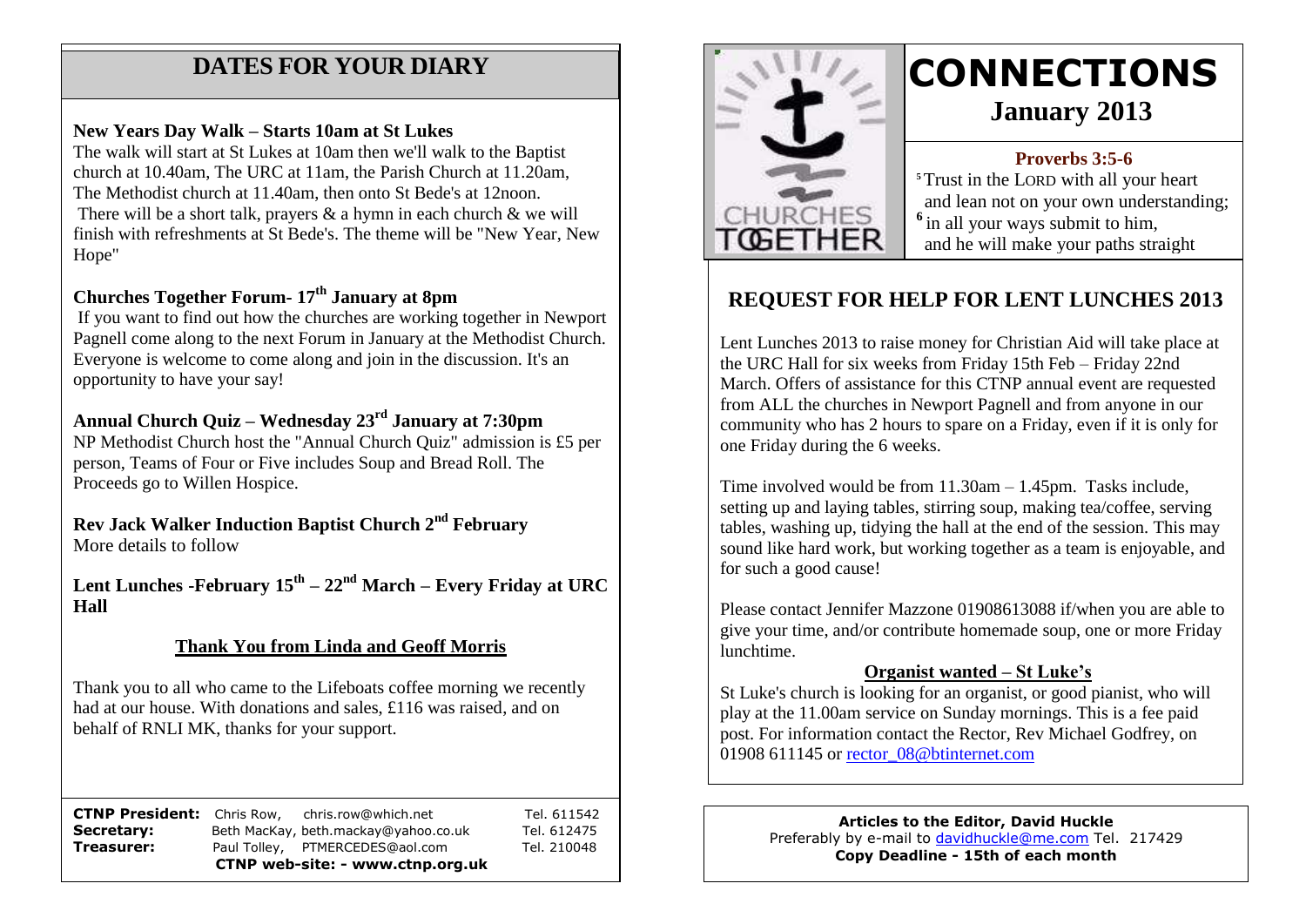# DATES FOR YOUR DIARY

**New Years Day Walk – Starts 10am at St Lukes**

The walk will start at St Lukes at 10am then we'll walk to the Baptist church at 10.40am, The URC at 11am, the Parish Church at 11.20am, The Methodist church at 11.40am, then onto St Bede's at 12noon. There will be a short talk, prayers & a hymn in each church & we will finish with refreshments at St Bede's. The theme will be "New Year, New Hope"

**Churches Together Forum- 17th January at 8pm**

If you want to find out how the churches are working together in Newport Pagnell come along to the next Forum in January at the Methodist Church. Everyone is welcome to come along and join in the discussion. It's an opportunity to have your say!

**Annual Church Quiz – Wednesday 23rd January at 7:30pm**

NP Methodist Church host the "Annual Church Quiz" admission is £5 per person, Teams of Four or Five includes Soup and Bread Roll. The Proceeds go to Willen Hospice.

**Rev Jack Walker Induction Baptist Church 2nd February**

More details to follow

**Lent Lunches -February 15th – 22nd March – Every Friday at URC Hall**

## Thank You from Linda and Geoff Morris

Thank you to all who came to the Lifeboats coffee morning we recently had at our house. With donations and sales, £116 was raised, and on behalf of RNLI MK, thanks for your support.

| | | | |
|---|---|---|---|
| **CTNP President:** | Chris Row, | chris.row@which.net | Tel. 611542 |
| **Secretary:** | Beth MacKay, | beth.mackay@yahoo.co.uk | Tel. 612475 |
| **Treasurer:** | Paul Tolley, | PTMERCEDES@aol.com | Tel. 210048 |

**CTNP web-site: - www.ctnp.org.uk**

CHURCHES TOGETHER

# CONNECTIONS

## January 2013

**Proverbs 3:5-6**

[5] Trust in the LORD with all your heart
and lean not on your own understanding;
[6] in all your ways submit to him,
and he will make your paths straight

## REQUEST FOR HELP FOR LENT LUNCHES 2013

Lent Lunches 2013 to raise money for Christian Aid will take place at the URC Hall for six weeks from Friday 15th Feb – Friday 22nd March. Offers of assistance for this CTNP annual event are requested from ALL the churches in Newport Pagnell and from anyone in our community who has 2 hours to spare on a Friday, even if it is only for one Friday during the 6 weeks.

Time involved would be from 11.30am – 1.45pm. Tasks include, setting up and laying tables, stirring soup, making tea/coffee, serving tables, washing up, tidying the hall at the end of the session. This may sound like hard work, but working together as a team is enjoyable, and for such a good cause!

Please contact Jennifer Mazzone 01908613088 if/when you are able to give your time, and/or contribute homemade soup, one or more Friday lunchtime.

### Organist wanted – St Luke's

St Luke's church is looking for an organist, or good pianist, who will play at the 11.00am service on Sunday mornings. This is a fee paid post. For information contact the Rector, Rev Michael Godfrey, on 01908 611145 or rector_08@btinternet.com

**Articles to the Editor, David Huckle**
Preferably by e-mail to davidhuckle@me.com Tel. 217429
**Copy Deadline - 15th of each month**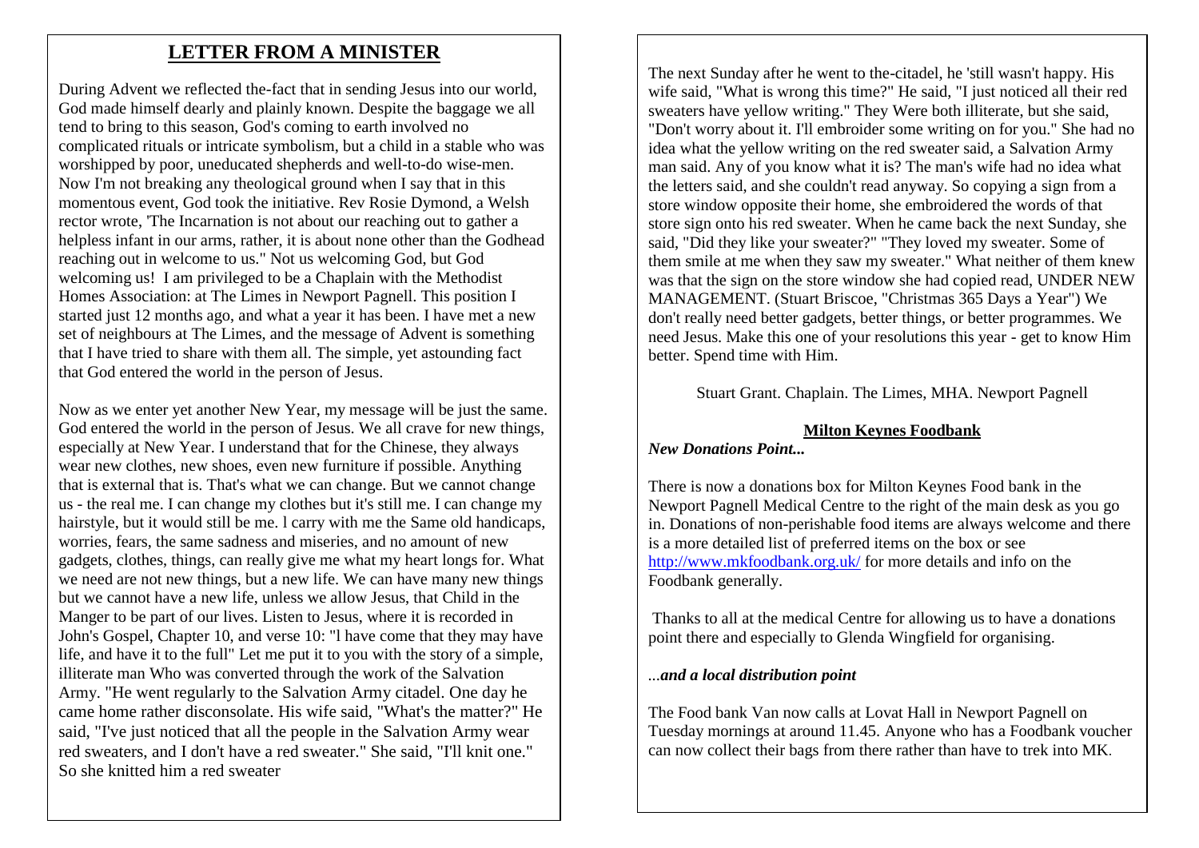## LETTER FROM A MINISTER

During Advent we reflected the-fact that in sending Jesus into our world, God made himself dearly and plainly known. Despite the baggage we all tend to bring to this season, God's coming to earth involved no complicated rituals or intricate symbolism, but a child in a stable who was worshipped by poor, uneducated shepherds and well-to-do wise-men. Now I'm not breaking any theological ground when I say that in this momentous event, God took the initiative. Rev Rosie Dymond, a Welsh rector wrote, 'The Incarnation is not about our reaching out to gather a helpless infant in our arms, rather, it is about none other than the Godhead reaching out in welcome to us." Not us welcoming God, but God welcoming us! I am privileged to be a Chaplain with the Methodist Homes Association: at The Limes in Newport Pagnell. This position I started just 12 months ago, and what a year it has been. I have met a new set of neighbours at The Limes, and the message of Advent is something that I have tried to share with them all. The simple, yet astounding fact that God entered the world in the person of Jesus.

Now as we enter yet another New Year, my message will be just the same. God entered the world in the person of Jesus. We all crave for new things, especially at New Year. I understand that for the Chinese, they always wear new clothes, new shoes, even new furniture if possible. Anything that is external that is. That's what we can change. But we cannot change us - the real me. I can change my clothes but it's still me. I can change my hairstyle, but it would still be me. l carry with me the Same old handicaps, worries, fears, the same sadness and miseries, and no amount of new gadgets, clothes, things, can really give me what my heart longs for. What we need are not new things, but a new life. We can have many new things but we cannot have a new life, unless we allow Jesus, that Child in the Manger to be part of our lives. Listen to Jesus, where it is recorded in John's Gospel, Chapter 10, and verse 10: "l have come that they may have life, and have it to the full" Let me put it to you with the story of a simple, illiterate man Who was converted through the work of the Salvation Army. "He went regularly to the Salvation Army citadel. One day he came home rather disconsolate. His wife said, "What's the matter?" He said, "I've just noticed that all the people in the Salvation Army wear red sweaters, and I don't have a red sweater." She said, "I'll knit one." So she knitted him a red sweater

The next Sunday after he went to the-citadel, he 'still wasn't happy. His wife said, "What is wrong this time?" He said, "I just noticed all their red sweaters have yellow writing." They Were both illiterate, but she said, "Don't worry about it. I'll embroider some writing on for you." She had no idea what the yellow writing on the red sweater said, a Salvation Army man said. Any of you know what it is? The man's wife had no idea what the letters said, and she couldn't read anyway. So copying a sign from a store window opposite their home, she embroidered the words of that store sign onto his red sweater. When he came back the next Sunday, she said, "Did they like your sweater?" "They loved my sweater. Some of them smile at me when they saw my sweater." What neither of them knew was that the sign on the store window she had copied read, UNDER NEW MANAGEMENT. (Stuart Briscoe, "Christmas 365 Days a Year") We don't really need better gadgets, better things, or better programmes. We need Jesus. Make this one of your resolutions this year - get to know Him better. Spend time with Him.

Stuart Grant. Chaplain. The Limes, MHA. Newport Pagnell

### Milton Keynes Foodbank

***New Donations Point...***

There is now a donations box for Milton Keynes Food bank in the Newport Pagnell Medical Centre to the right of the main desk as you go in. Donations of non-perishable food items are always welcome and there is a more detailed list of preferred items on the box or see http://www.mkfoodbank.org.uk/ for more details and info on the Foodbank generally.

Thanks to all at the medical Centre for allowing us to have a donations point there and especially to Glenda Wingfield for organising.

*...and a local distribution point*

The Food bank Van now calls at Lovat Hall in Newport Pagnell on Tuesday mornings at around 11.45. Anyone who has a Foodbank voucher can now collect their bags from there rather than have to trek into MK.